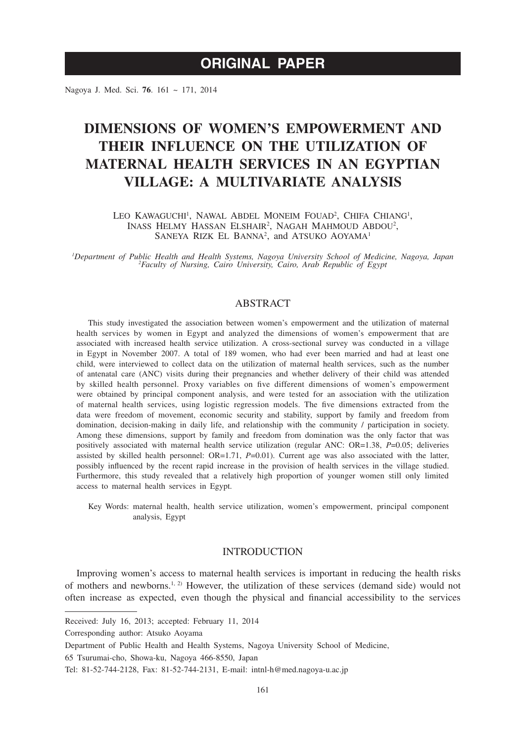# ORIGINAL PAPER

Nagoya J. Med. Sci. **76**. 161 ~ 171, 2014

# DIMENSIONS OF WOMEN'S EMPOWERMENT AND THEIR INFLUENCE ON THE UTILIZATION OF MATERNAL HEALTH SERVICES IN AN EGYPTIAN VILLAGE: A MULTIVARIATE ANALYSIS

LEO KAWAGUCHI[1], NAWAL ABDEL MONEIM FOUAD[2], CHIFA CHIANG[1], INASS HELMY HASSAN ELSHAIR[2], NAGAH MAHMOUD ABDOU[2], SANEYA RIZK EL BANNA[2], and ATSUKO AOYAMA[1]

*[1]Department of Public Health and Health Systems, Nagoya University School of Medicine, Nagoya, Japan*
*[2]Faculty of Nursing, Cairo University, Cairo, Arab Republic of Egypt*

## ABSTRACT

This study investigated the association between women's empowerment and the utilization of maternal health services by women in Egypt and analyzed the dimensions of women's empowerment that are associated with increased health service utilization. A cross-sectional survey was conducted in a village in Egypt in November 2007. A total of 189 women, who had ever been married and had at least one child, were interviewed to collect data on the utilization of maternal health services, such as the number of antenatal care (ANC) visits during their pregnancies and whether delivery of their child was attended by skilled health personnel. Proxy variables on five different dimensions of women's empowerment were obtained by principal component analysis, and were tested for an association with the utilization of maternal health services, using logistic regression models. The five dimensions extracted from the data were freedom of movement, economic security and stability, support by family and freedom from domination, decision-making in daily life, and relationship with the community / participation in society. Among these dimensions, support by family and freedom from domination was the only factor that was positively associated with maternal health service utilization (regular ANC: OR=1.38, *P*=0.05; deliveries assisted by skilled health personnel: OR=1.71, *P*=0.01). Current age was also associated with the latter, possibly influenced by the recent rapid increase in the provision of health services in the village studied. Furthermore, this study revealed that a relatively high proportion of younger women still only limited access to maternal health services in Egypt.

Key Words: maternal health, health service utilization, women's empowerment, principal component analysis, Egypt

## INTRODUCTION

Improving women's access to maternal health services is important in reducing the health risks of mothers and newborns.[1, 2] However, the utilization of these services (demand side) would not often increase as expected, even though the physical and financial accessibility to the services

---

Received: July 16, 2013; accepted: February 11, 2014

Corresponding author: Atsuko Aoyama

Department of Public Health and Health Systems, Nagoya University School of Medicine,

65 Tsurumai-cho, Showa-ku, Nagoya 466-8550, Japan

Tel: 81-52-744-2128, Fax: 81-52-744-2131, E-mail: intnl-h@med.nagoya-u.ac.jp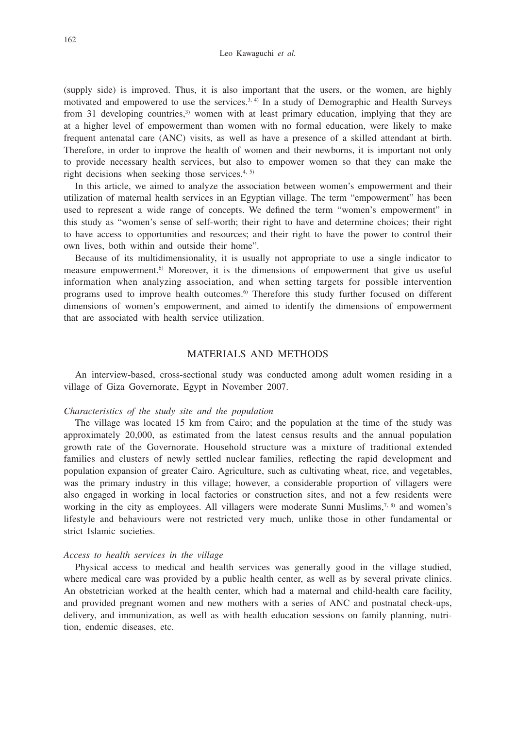(supply side) is improved. Thus, it is also important that the users, or the women, are highly motivated and empowered to use the services.[3, 4] In a study of Demographic and Health Surveys from 31 developing countries,[3] women with at least primary education, implying that they are at a higher level of empowerment than women with no formal education, were likely to make frequent antenatal care (ANC) visits, as well as have a presence of a skilled attendant at birth. Therefore, in order to improve the health of women and their newborns, it is important not only to provide necessary health services, but also to empower women so that they can make the right decisions when seeking those services.[4, 5]

In this article, we aimed to analyze the association between women's empowerment and their utilization of maternal health services in an Egyptian village. The term "empowerment" has been used to represent a wide range of concepts. We defined the term "women's empowerment" in this study as "women's sense of self-worth; their right to have and determine choices; their right to have access to opportunities and resources; and their right to have the power to control their own lives, both within and outside their home".

Because of its multidimensionality, it is usually not appropriate to use a single indicator to measure empowerment.[6] Moreover, it is the dimensions of empowerment that give us useful information when analyzing association, and when setting targets for possible intervention programs used to improve health outcomes.[6] Therefore this study further focused on different dimensions of women's empowerment, and aimed to identify the dimensions of empowerment that are associated with health service utilization.

## MATERIALS AND METHODS

An interview-based, cross-sectional study was conducted among adult women residing in a village of Giza Governorate, Egypt in November 2007.

### *Characteristics of the study site and the population*

The village was located 15 km from Cairo; and the population at the time of the study was approximately 20,000, as estimated from the latest census results and the annual population growth rate of the Governorate. Household structure was a mixture of traditional extended families and clusters of newly settled nuclear families, reflecting the rapid development and population expansion of greater Cairo. Agriculture, such as cultivating wheat, rice, and vegetables, was the primary industry in this village; however, a considerable proportion of villagers were also engaged in working in local factories or construction sites, and not a few residents were working in the city as employees. All villagers were moderate Sunni Muslims,[7, 8] and women's lifestyle and behaviours were not restricted very much, unlike those in other fundamental or strict Islamic societies.

### *Access to health services in the village*

Physical access to medical and health services was generally good in the village studied, where medical care was provided by a public health center, as well as by several private clinics. An obstetrician worked at the health center, which had a maternal and child-health care facility, and provided pregnant women and new mothers with a series of ANC and postnatal check-ups, delivery, and immunization, as well as with health education sessions on family planning, nutrition, endemic diseases, etc.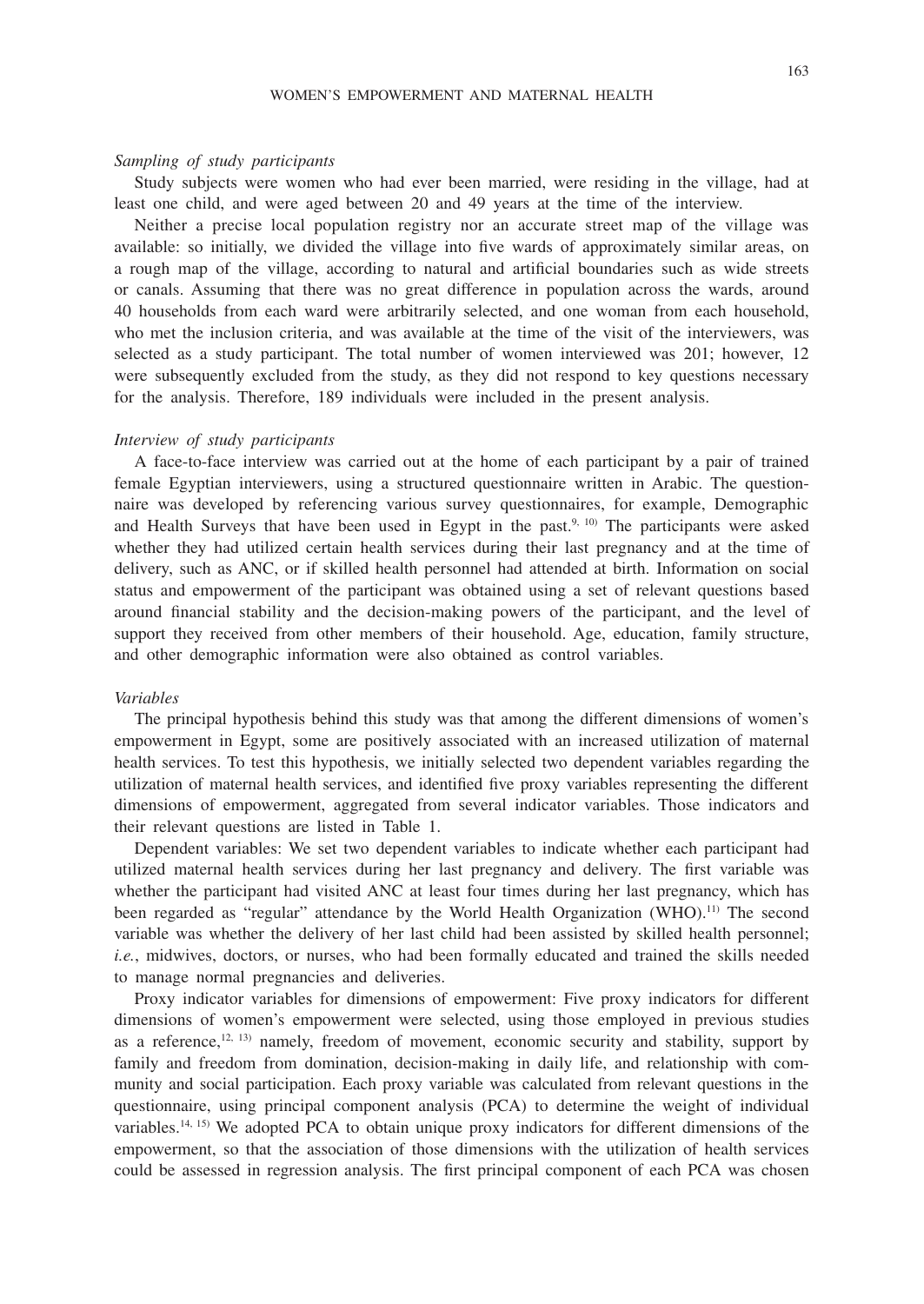*Sampling of study participants*

Study subjects were women who had ever been married, were residing in the village, had at least one child, and were aged between 20 and 49 years at the time of the interview.

Neither a precise local population registry nor an accurate street map of the village was available: so initially, we divided the village into five wards of approximately similar areas, on a rough map of the village, according to natural and artificial boundaries such as wide streets or canals. Assuming that there was no great difference in population across the wards, around 40 households from each ward were arbitrarily selected, and one woman from each household, who met the inclusion criteria, and was available at the time of the visit of the interviewers, was selected as a study participant. The total number of women interviewed was 201; however, 12 were subsequently excluded from the study, as they did not respond to key questions necessary for the analysis. Therefore, 189 individuals were included in the present analysis.

*Interview of study participants*

A face-to-face interview was carried out at the home of each participant by a pair of trained female Egyptian interviewers, using a structured questionnaire written in Arabic. The questionnaire was developed by referencing various survey questionnaires, for example, Demographic and Health Surveys that have been used in Egypt in the past.[9, 10] The participants were asked whether they had utilized certain health services during their last pregnancy and at the time of delivery, such as ANC, or if skilled health personnel had attended at birth. Information on social status and empowerment of the participant was obtained using a set of relevant questions based around financial stability and the decision-making powers of the participant, and the level of support they received from other members of their household. Age, education, family structure, and other demographic information were also obtained as control variables.

*Variables*

The principal hypothesis behind this study was that among the different dimensions of women's empowerment in Egypt, some are positively associated with an increased utilization of maternal health services. To test this hypothesis, we initially selected two dependent variables regarding the utilization of maternal health services, and identified five proxy variables representing the different dimensions of empowerment, aggregated from several indicator variables. Those indicators and their relevant questions are listed in Table 1.

Dependent variables: We set two dependent variables to indicate whether each participant had utilized maternal health services during her last pregnancy and delivery. The first variable was whether the participant had visited ANC at least four times during her last pregnancy, which has been regarded as "regular" attendance by the World Health Organization (WHO).[11] The second variable was whether the delivery of her last child had been assisted by skilled health personnel; *i.e.*, midwives, doctors, or nurses, who had been formally educated and trained the skills needed to manage normal pregnancies and deliveries.

Proxy indicator variables for dimensions of empowerment: Five proxy indicators for different dimensions of women's empowerment were selected, using those employed in previous studies as a reference,[12, 13] namely, freedom of movement, economic security and stability, support by family and freedom from domination, decision-making in daily life, and relationship with community and social participation. Each proxy variable was calculated from relevant questions in the questionnaire, using principal component analysis (PCA) to determine the weight of individual variables.[14, 15] We adopted PCA to obtain unique proxy indicators for different dimensions of the empowerment, so that the association of those dimensions with the utilization of health services could be assessed in regression analysis. The first principal component of each PCA was chosen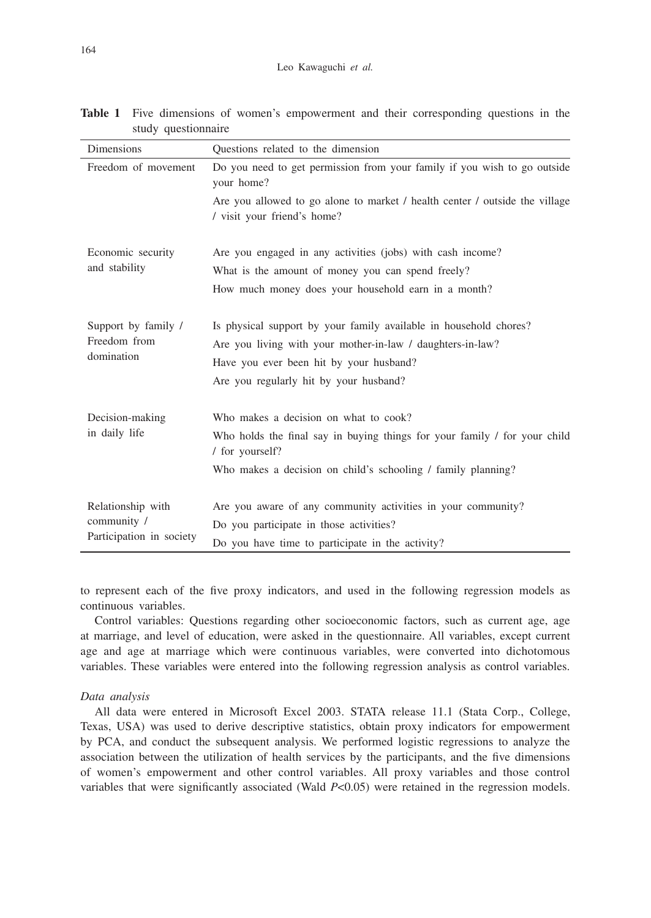**Table 1** Five dimensions of women's empowerment and their corresponding questions in the study questionnaire

| Dimensions | Questions related to the dimension |
|---|---|
| Freedom of movement | Do you need to get permission from your family if you wish to go outside your home? |
| | Are you allowed to go alone to market / health center / outside the village / visit your friend's home? |
| Economic security and stability | Are you engaged in any activities (jobs) with cash income? |
| | What is the amount of money you can spend freely? |
| | How much money does your household earn in a month? |
| Support by family / Freedom from domination | Is physical support by your family available in household chores? |
| | Are you living with your mother-in-law / daughters-in-law? |
| | Have you ever been hit by your husband? |
| | Are you regularly hit by your husband? |
| Decision-making in daily life | Who makes a decision on what to cook? |
| | Who holds the final say in buying things for your family / for your child / for yourself? |
| | Who makes a decision on child's schooling / family planning? |
| Relationship with community / Participation in society | Are you aware of any community activities in your community? |
| | Do you participate in those activities? |
| | Do you have time to participate in the activity? |

to represent each of the five proxy indicators, and used in the following regression models as continuous variables.

Control variables: Questions regarding other socioeconomic factors, such as current age, age at marriage, and level of education, were asked in the questionnaire. All variables, except current age and age at marriage which were continuous variables, were converted into dichotomous variables. These variables were entered into the following regression analysis as control variables.

*Data analysis*

All data were entered in Microsoft Excel 2003. STATA release 11.1 (Stata Corp., College, Texas, USA) was used to derive descriptive statistics, obtain proxy indicators for empowerment by PCA, and conduct the subsequent analysis. We performed logistic regressions to analyze the association between the utilization of health services by the participants, and the five dimensions of women's empowerment and other control variables. All proxy variables and those control variables that were significantly associated (Wald $P$<0.05) were retained in the regression models.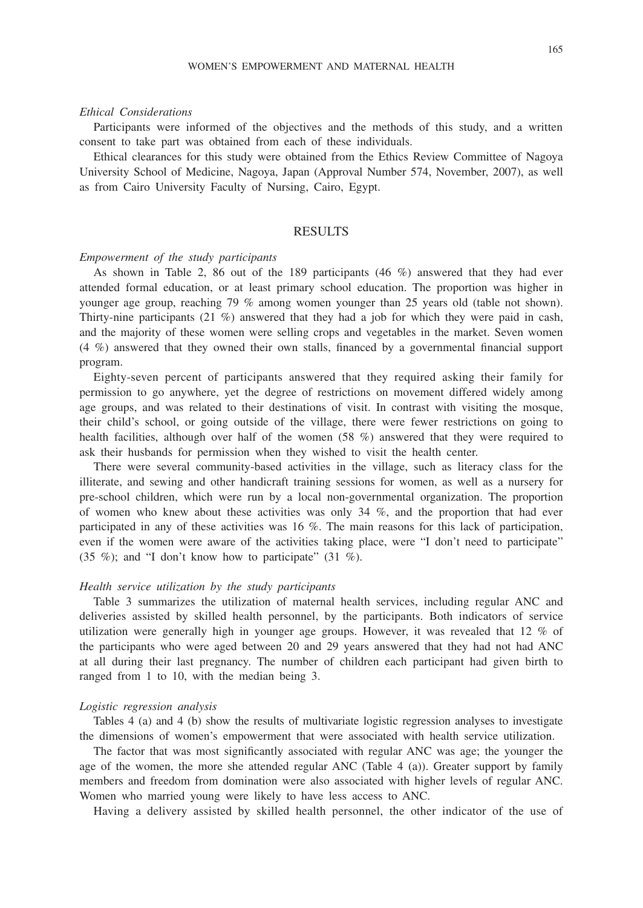*Ethical Considerations*

Participants were informed of the objectives and the methods of this study, and a written consent to take part was obtained from each of these individuals.

Ethical clearances for this study were obtained from the Ethics Review Committee of Nagoya University School of Medicine, Nagoya, Japan (Approval Number 574, November, 2007), as well as from Cairo University Faculty of Nursing, Cairo, Egypt.

## RESULTS

*Empowerment of the study participants*

As shown in Table 2, 86 out of the 189 participants (46 %) answered that they had ever attended formal education, or at least primary school education. The proportion was higher in younger age group, reaching 79 % among women younger than 25 years old (table not shown). Thirty-nine participants (21 %) answered that they had a job for which they were paid in cash, and the majority of these women were selling crops and vegetables in the market. Seven women (4 %) answered that they owned their own stalls, financed by a governmental financial support program.

Eighty-seven percent of participants answered that they required asking their family for permission to go anywhere, yet the degree of restrictions on movement differed widely among age groups, and was related to their destinations of visit. In contrast with visiting the mosque, their child's school, or going outside of the village, there were fewer restrictions on going to health facilities, although over half of the women (58 %) answered that they were required to ask their husbands for permission when they wished to visit the health center.

There were several community-based activities in the village, such as literacy class for the illiterate, and sewing and other handicraft training sessions for women, as well as a nursery for pre-school children, which were run by a local non-governmental organization. The proportion of women who knew about these activities was only 34 %, and the proportion that had ever participated in any of these activities was 16 %. The main reasons for this lack of participation, even if the women were aware of the activities taking place, were "I don't need to participate" (35 %); and "I don't know how to participate" (31 %).

*Health service utilization by the study participants*

Table 3 summarizes the utilization of maternal health services, including regular ANC and deliveries assisted by skilled health personnel, by the participants. Both indicators of service utilization were generally high in younger age groups. However, it was revealed that 12 % of the participants who were aged between 20 and 29 years answered that they had not had ANC at all during their last pregnancy. The number of children each participant had given birth to ranged from 1 to 10, with the median being 3.

*Logistic regression analysis*

Tables 4 (a) and 4 (b) show the results of multivariate logistic regression analyses to investigate the dimensions of women's empowerment that were associated with health service utilization.

The factor that was most significantly associated with regular ANC was age; the younger the age of the women, the more she attended regular ANC (Table 4 (a)). Greater support by family members and freedom from domination were also associated with higher levels of regular ANC. Women who married young were likely to have less access to ANC.

Having a delivery assisted by skilled health personnel, the other indicator of the use of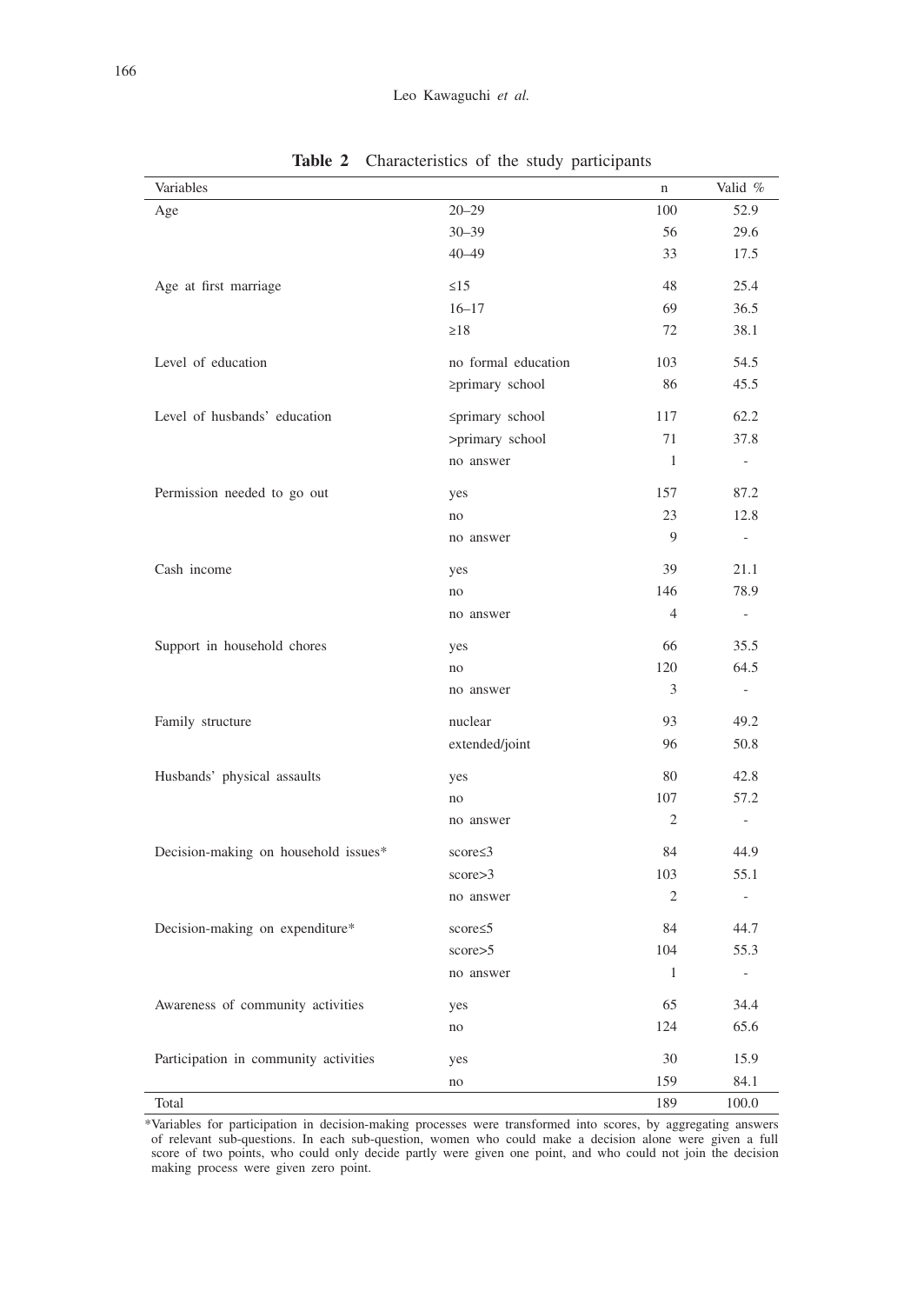**Table 2** Characteristics of the study participants

| Variables | | n | Valid % |
|---|---|---|---|
| Age | 20–29 | 100 | 52.9 |
| | 30–39 | 56 | 29.6 |
| | 40–49 | 33 | 17.5 |
| Age at first marriage | ≤15 | 48 | 25.4 |
| | 16–17 | 69 | 36.5 |
| | ≥18 | 72 | 38.1 |
| Level of education | no formal education | 103 | 54.5 |
| | ≥primary school | 86 | 45.5 |
| Level of husbands' education | ≤primary school | 117 | 62.2 |
| | >primary school | 71 | 37.8 |
| | no answer | 1 | - |
| Permission needed to go out | yes | 157 | 87.2 |
| | no | 23 | 12.8 |
| | no answer | 9 | - |
| Cash income | yes | 39 | 21.1 |
| | no | 146 | 78.9 |
| | no answer | 4 | - |
| Support in household chores | yes | 66 | 35.5 |
| | no | 120 | 64.5 |
| | no answer | 3 | - |
| Family structure | nuclear | 93 | 49.2 |
| | extended/joint | 96 | 50.8 |
| Husbands' physical assaults | yes | 80 | 42.8 |
| | no | 107 | 57.2 |
| | no answer | 2 | - |
| Decision-making on household issues* | score≤3 | 84 | 44.9 |
| | score>3 | 103 | 55.1 |
| | no answer | 2 | - |
| Decision-making on expenditure* | score≤5 | 84 | 44.7 |
| | score>5 | 104 | 55.3 |
| | no answer | 1 | - |
| Awareness of community activities | yes | 65 | 34.4 |
| | no | 124 | 65.6 |
| Participation in community activities | yes | 30 | 15.9 |
| | no | 159 | 84.1 |
| Total | | 189 | 100.0 |

*Variables for participation in decision-making processes were transformed into scores, by aggregating answers of relevant sub-questions. In each sub-question, women who could make a decision alone were given a full score of two points, who could only decide partly were given one point, and who could not join the decision making process were given zero point.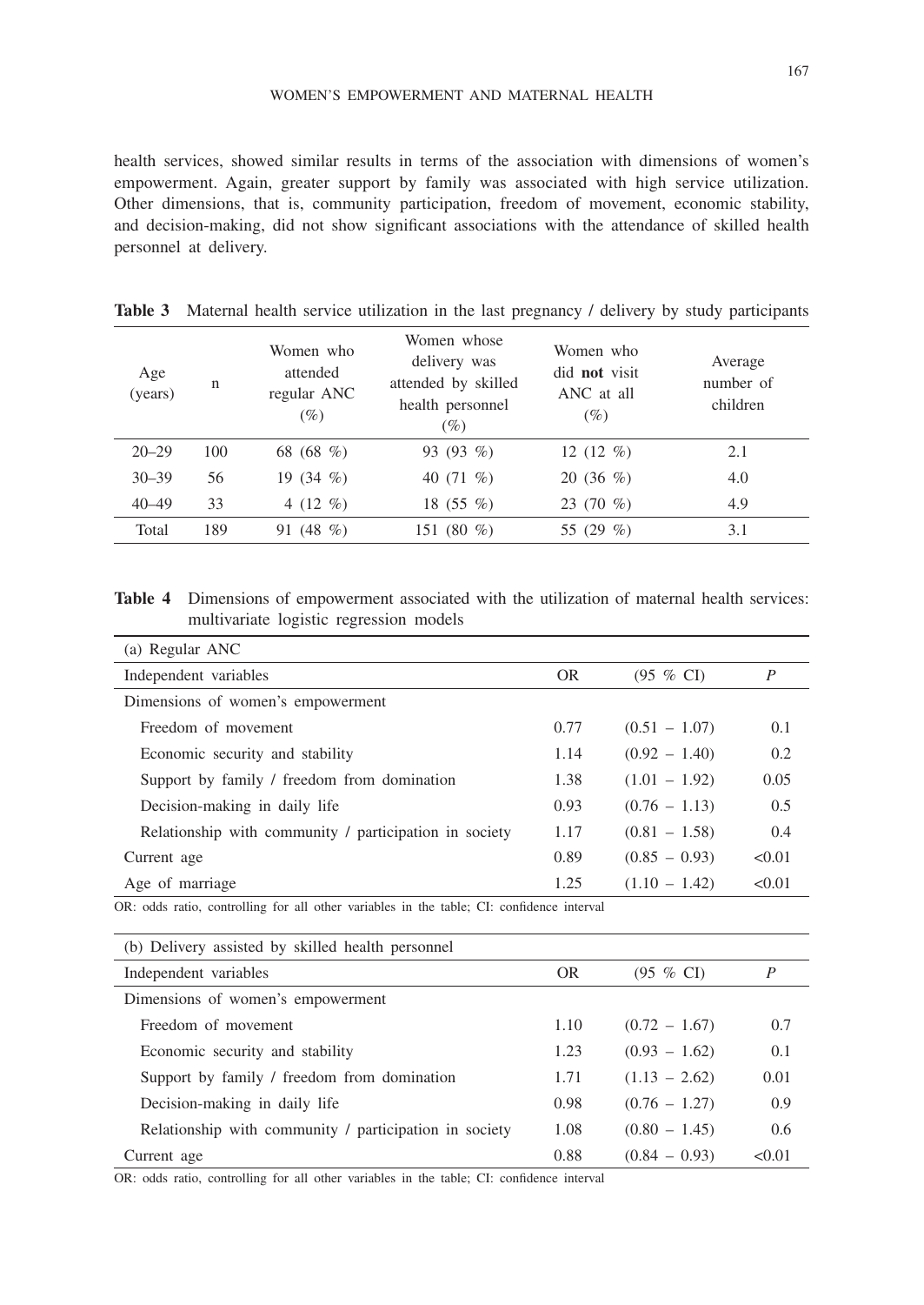health services, showed similar results in terms of the association with dimensions of women's empowerment. Again, greater support by family was associated with high service utilization. Other dimensions, that is, community participation, freedom of movement, economic stability, and decision-making, did not show significant associations with the attendance of skilled health personnel at delivery.

**Table 3** Maternal health service utilization in the last pregnancy / delivery by study participants

| Age (years) | n | Women who attended regular ANC (%) | Women whose delivery was attended by skilled health personnel (%) | Women who did **not** visit ANC at all (%) | Average number of children |
|---|---|---|---|---|---|
| 20–29 | 100 | 68 (68 %) | 93 (93 %) | 12 (12 %) | 2.1 |
| 30–39 | 56 | 19 (34 %) | 40 (71 %) | 20 (36 %) | 4.0 |
| 40–49 | 33 | 4 (12 %) | 18 (55 %) | 23 (70 %) | 4.9 |
| Total | 189 | 91 (48 %) | 151 (80 %) | 55 (29 %) | 3.1 |

**Table 4** Dimensions of empowerment associated with the utilization of maternal health services: multivariate logistic regression models

(a) Regular ANC

| Independent variables | OR | (95 % CI) | *P* |
|---|---|---|---|
| Dimensions of women's empowerment | | | |
| Freedom of movement | 0.77 | (0.51 – 1.07) | 0.1 |
| Economic security and stability | 1.14 | (0.92 – 1.40) | 0.2 |
| Support by family / freedom from domination | 1.38 | (1.01 – 1.92) | 0.05 |
| Decision-making in daily life | 0.93 | (0.76 – 1.13) | 0.5 |
| Relationship with community / participation in society | 1.17 | (0.81 – 1.58) | 0.4 |
| Current age | 0.89 | (0.85 – 0.93) | <0.01 |
| Age of marriage | 1.25 | (1.10 – 1.42) | <0.01 |

OR: odds ratio, controlling for all other variables in the table; CI: confidence interval

(b) Delivery assisted by skilled health personnel

| Independent variables | OR | (95 % CI) | *P* |
|---|---|---|---|
| Dimensions of women's empowerment | | | |
| Freedom of movement | 1.10 | (0.72 – 1.67) | 0.7 |
| Economic security and stability | 1.23 | (0.93 – 1.62) | 0.1 |
| Support by family / freedom from domination | 1.71 | (1.13 – 2.62) | 0.01 |
| Decision-making in daily life | 0.98 | (0.76 – 1.27) | 0.9 |
| Relationship with community / participation in society | 1.08 | (0.80 – 1.45) | 0.6 |
| Current age | 0.88 | (0.84 – 0.93) | <0.01 |

OR: odds ratio, controlling for all other variables in the table; CI: confidence interval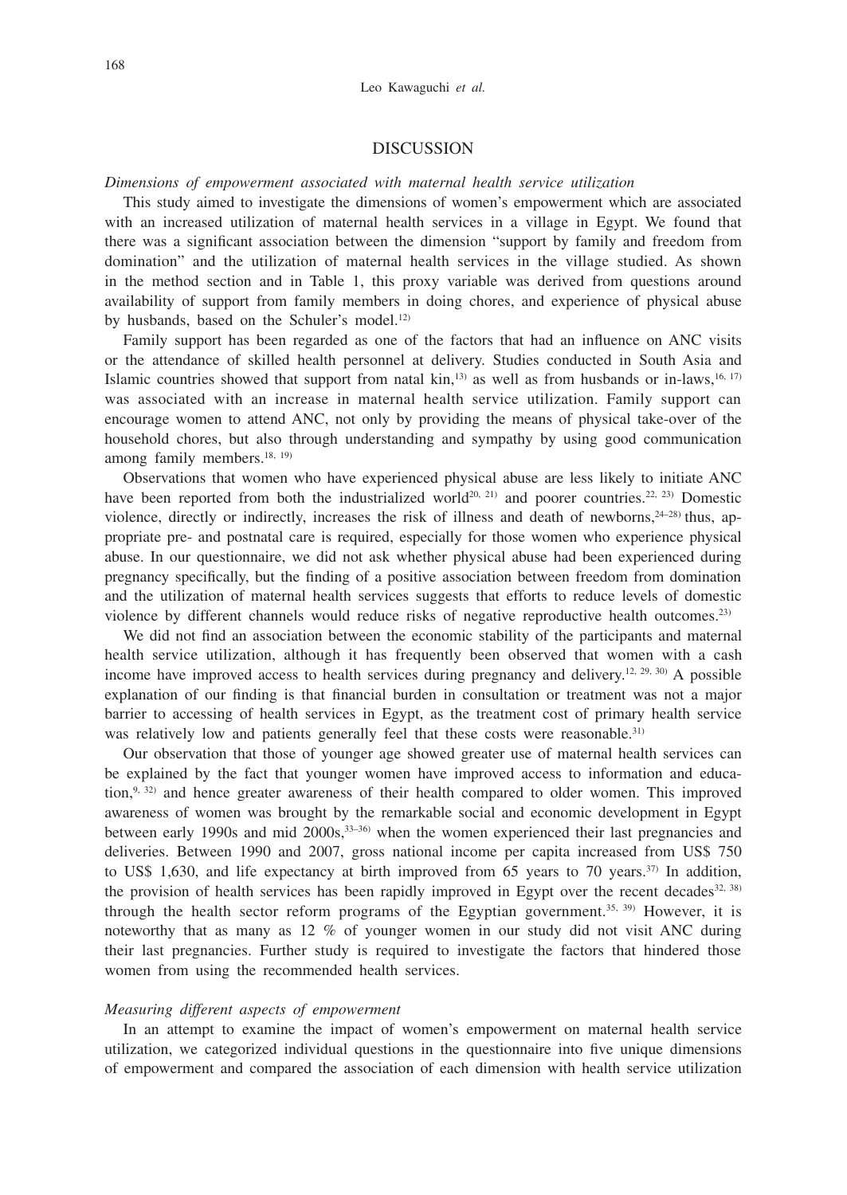## DISCUSSION

*Dimensions of empowerment associated with maternal health service utilization*

This study aimed to investigate the dimensions of women's empowerment which are associated with an increased utilization of maternal health services in a village in Egypt. We found that there was a significant association between the dimension "support by family and freedom from domination" and the utilization of maternal health services in the village studied. As shown in the method section and in Table 1, this proxy variable was derived from questions around availability of support from family members in doing chores, and experience of physical abuse by husbands, based on the Schuler's model.[12)]

Family support has been regarded as one of the factors that had an influence on ANC visits or the attendance of skilled health personnel at delivery. Studies conducted in South Asia and Islamic countries showed that support from natal kin,[13)] as well as from husbands or in-laws,[16, 17)] was associated with an increase in maternal health service utilization. Family support can encourage women to attend ANC, not only by providing the means of physical take-over of the household chores, but also through understanding and sympathy by using good communication among family members.[18, 19)]

Observations that women who have experienced physical abuse are less likely to initiate ANC have been reported from both the industrialized world[20, 21)] and poorer countries.[22, 23)] Domestic violence, directly or indirectly, increases the risk of illness and death of newborns,[24–28)] thus, appropriate pre- and postnatal care is required, especially for those women who experience physical abuse. In our questionnaire, we did not ask whether physical abuse had been experienced during pregnancy specifically, but the finding of a positive association between freedom from domination and the utilization of maternal health services suggests that efforts to reduce levels of domestic violence by different channels would reduce risks of negative reproductive health outcomes.[23)]

We did not find an association between the economic stability of the participants and maternal health service utilization, although it has frequently been observed that women with a cash income have improved access to health services during pregnancy and delivery.[12, 29, 30)] A possible explanation of our finding is that financial burden in consultation or treatment was not a major barrier to accessing of health services in Egypt, as the treatment cost of primary health service was relatively low and patients generally feel that these costs were reasonable.[31)]

Our observation that those of younger age showed greater use of maternal health services can be explained by the fact that younger women have improved access to information and education,[9, 32)] and hence greater awareness of their health compared to older women. This improved awareness of women was brought by the remarkable social and economic development in Egypt between early 1990s and mid 2000s,[33–36)] when the women experienced their last pregnancies and deliveries. Between 1990 and 2007, gross national income per capita increased from US$ 750 to US$ 1,630, and life expectancy at birth improved from 65 years to 70 years.[37)] In addition, the provision of health services has been rapidly improved in Egypt over the recent decades[32, 38)] through the health sector reform programs of the Egyptian government.[35, 39)] However, it is noteworthy that as many as 12 % of younger women in our study did not visit ANC during their last pregnancies. Further study is required to investigate the factors that hindered those women from using the recommended health services.

*Measuring different aspects of empowerment*

In an attempt to examine the impact of women's empowerment on maternal health service utilization, we categorized individual questions in the questionnaire into five unique dimensions of empowerment and compared the association of each dimension with health service utilization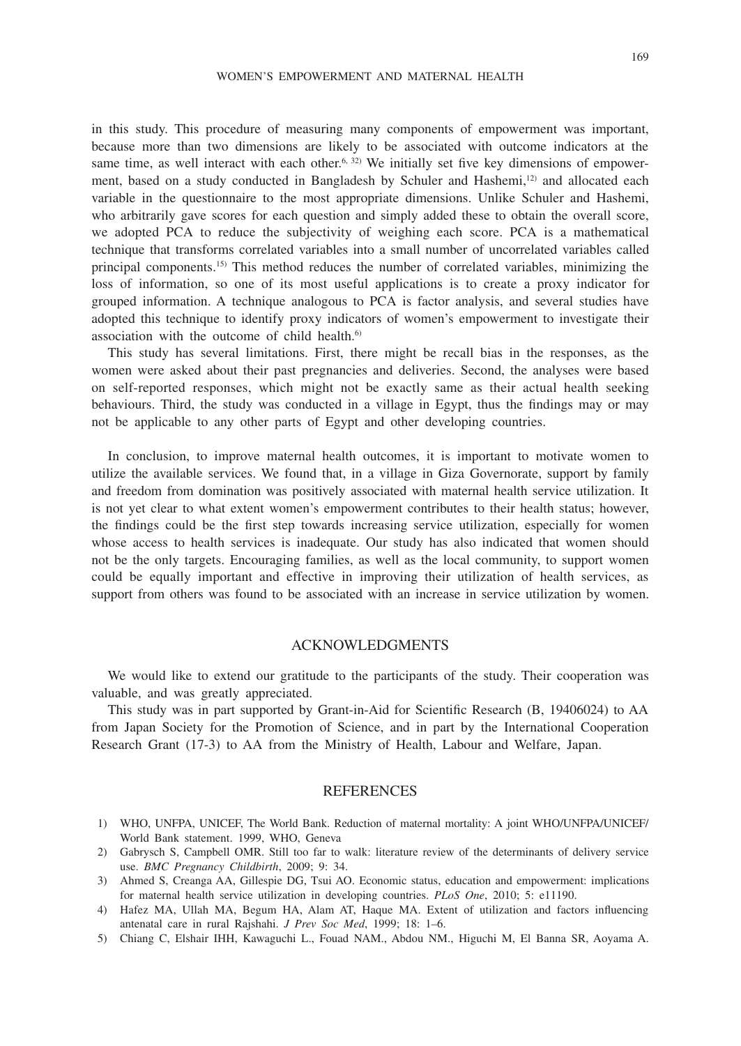in this study. This procedure of measuring many components of empowerment was important, because more than two dimensions are likely to be associated with outcome indicators at the same time, as well interact with each other.[6, 32] We initially set five key dimensions of empowerment, based on a study conducted in Bangladesh by Schuler and Hashemi,[12] and allocated each variable in the questionnaire to the most appropriate dimensions. Unlike Schuler and Hashemi, who arbitrarily gave scores for each question and simply added these to obtain the overall score, we adopted PCA to reduce the subjectivity of weighing each score. PCA is a mathematical technique that transforms correlated variables into a small number of uncorrelated variables called principal components.[15] This method reduces the number of correlated variables, minimizing the loss of information, so one of its most useful applications is to create a proxy indicator for grouped information. A technique analogous to PCA is factor analysis, and several studies have adopted this technique to identify proxy indicators of women's empowerment to investigate their association with the outcome of child health.[6]

This study has several limitations. First, there might be recall bias in the responses, as the women were asked about their past pregnancies and deliveries. Second, the analyses were based on self-reported responses, which might not be exactly same as their actual health seeking behaviours. Third, the study was conducted in a village in Egypt, thus the findings may or may not be applicable to any other parts of Egypt and other developing countries.

In conclusion, to improve maternal health outcomes, it is important to motivate women to utilize the available services. We found that, in a village in Giza Governorate, support by family and freedom from domination was positively associated with maternal health service utilization. It is not yet clear to what extent women's empowerment contributes to their health status; however, the findings could be the first step towards increasing service utilization, especially for women whose access to health services is inadequate. Our study has also indicated that women should not be the only targets. Encouraging families, as well as the local community, to support women could be equally important and effective in improving their utilization of health services, as support from others was found to be associated with an increase in service utilization by women.

## ACKNOWLEDGMENTS

We would like to extend our gratitude to the participants of the study. Their cooperation was valuable, and was greatly appreciated.

This study was in part supported by Grant-in-Aid for Scientific Research (B, 19406024) to AA from Japan Society for the Promotion of Science, and in part by the International Cooperation Research Grant (17-3) to AA from the Ministry of Health, Labour and Welfare, Japan.

## REFERENCES

1) WHO, UNFPA, UNICEF, The World Bank. Reduction of maternal mortality: A joint WHO/UNFPA/UNICEF/World Bank statement. 1999, WHO, Geneva
2) Gabrysch S, Campbell OMR. Still too far to walk: literature review of the determinants of delivery service use. *BMC Pregnancy Childbirth*, 2009; 9: 34.
3) Ahmed S, Creanga AA, Gillespie DG, Tsui AO. Economic status, education and empowerment: implications for maternal health service utilization in developing countries. *PLoS One*, 2010; 5: e11190.
4) Hafez MA, Ullah MA, Begum HA, Alam AT, Haque MA. Extent of utilization and factors influencing antenatal care in rural Rajshahi. *J Prev Soc Med*, 1999; 18: 1–6.
5) Chiang C, Elshair IHH, Kawaguchi L., Fouad NAM., Abdou NM., Higuchi M, El Banna SR, Aoyama A.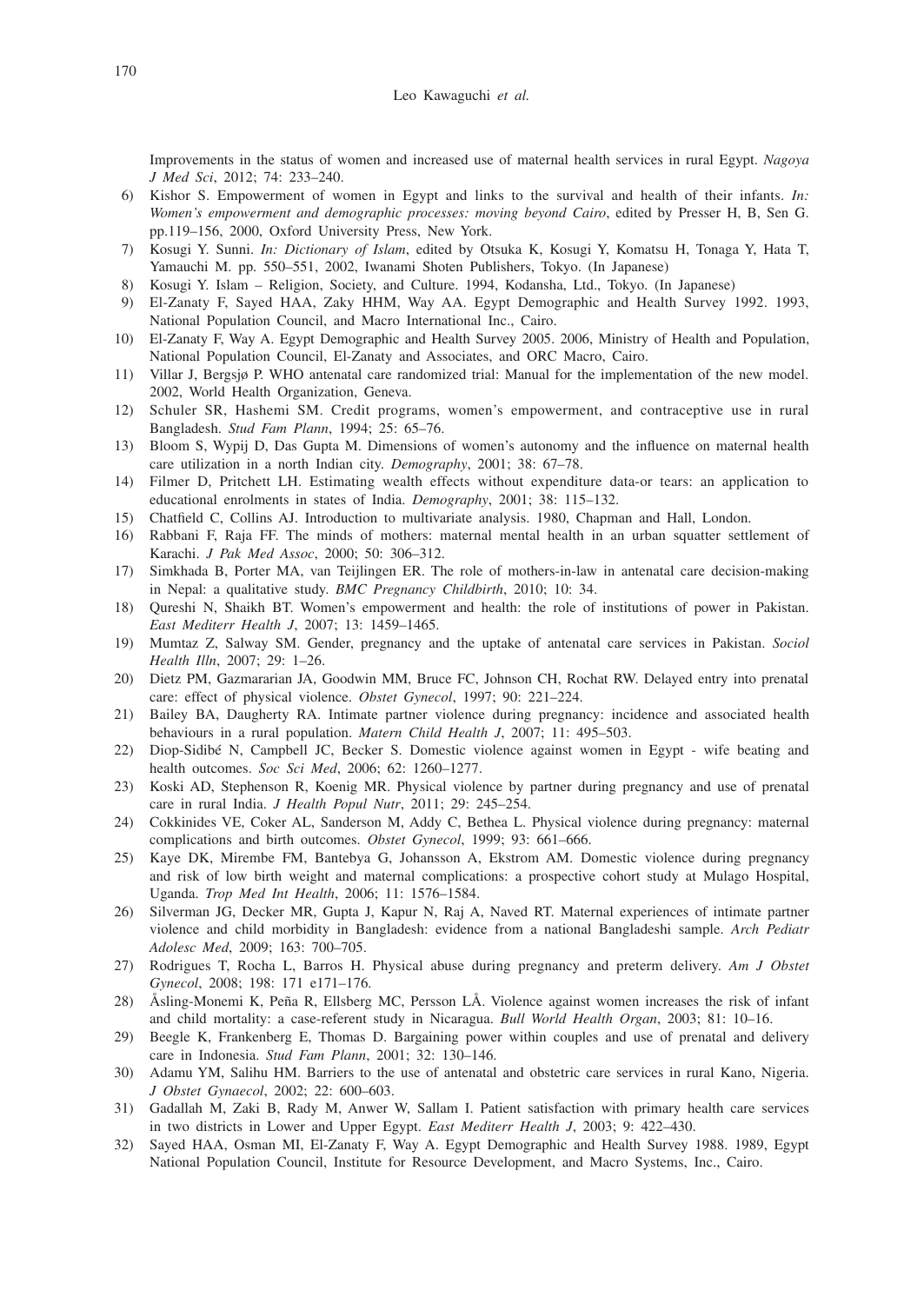Improvements in the status of women and increased use of maternal health services in rural Egypt. *Nagoya J Med Sci*, 2012; 74: 233–240.

6) Kishor S. Empowerment of women in Egypt and links to the survival and health of their infants. *In: Women's empowerment and demographic processes: moving beyond Cairo*, edited by Presser H, B, Sen G. pp.119–156, 2000, Oxford University Press, New York.
7) Kosugi Y. Sunni. *In: Dictionary of Islam*, edited by Otsuka K, Kosugi Y, Komatsu H, Tonaga Y, Hata T, Yamauchi M. pp. 550–551, 2002, Iwanami Shoten Publishers, Tokyo. (In Japanese)
8) Kosugi Y. Islam – Religion, Society, and Culture. 1994, Kodansha, Ltd., Tokyo. (In Japanese)
9) El-Zanaty F, Sayed HAA, Zaky HHM, Way AA. Egypt Demographic and Health Survey 1992. 1993, National Population Council, and Macro International Inc., Cairo.
10) El-Zanaty F, Way A. Egypt Demographic and Health Survey 2005. 2006, Ministry of Health and Population, National Population Council, El-Zanaty and Associates, and ORC Macro, Cairo.
11) Villar J, Bergsjø P. WHO antenatal care randomized trial: Manual for the implementation of the new model. 2002, World Health Organization, Geneva.
12) Schuler SR, Hashemi SM. Credit programs, women's empowerment, and contraceptive use in rural Bangladesh. *Stud Fam Plann*, 1994; 25: 65–76.
13) Bloom S, Wypij D, Das Gupta M. Dimensions of women's autonomy and the influence on maternal health care utilization in a north Indian city. *Demography*, 2001; 38: 67–78.
14) Filmer D, Pritchett LH. Estimating wealth effects without expenditure data-or tears: an application to educational enrolments in states of India. *Demography*, 2001; 38: 115–132.
15) Chatfield C, Collins AJ. Introduction to multivariate analysis. 1980, Chapman and Hall, London.
16) Rabbani F, Raja FF. The minds of mothers: maternal mental health in an urban squatter settlement of Karachi. *J Pak Med Assoc*, 2000; 50: 306–312.
17) Simkhada B, Porter MA, van Teijlingen ER. The role of mothers-in-law in antenatal care decision-making in Nepal: a qualitative study. *BMC Pregnancy Childbirth*, 2010; 10: 34.
18) Qureshi N, Shaikh BT. Women's empowerment and health: the role of institutions of power in Pakistan. *East Mediterr Health J*, 2007; 13: 1459–1465.
19) Mumtaz Z, Salway SM. Gender, pregnancy and the uptake of antenatal care services in Pakistan. *Sociol Health Illn*, 2007; 29: 1–26.
20) Dietz PM, Gazmararian JA, Goodwin MM, Bruce FC, Johnson CH, Rochat RW. Delayed entry into prenatal care: effect of physical violence. *Obstet Gynecol*, 1997; 90: 221–224.
21) Bailey BA, Daugherty RA. Intimate partner violence during pregnancy: incidence and associated health behaviours in a rural population. *Matern Child Health J*, 2007; 11: 495–503.
22) Diop-Sidibé N, Campbell JC, Becker S. Domestic violence against women in Egypt - wife beating and health outcomes. *Soc Sci Med*, 2006; 62: 1260–1277.
23) Koski AD, Stephenson R, Koenig MR. Physical violence by partner during pregnancy and use of prenatal care in rural India. *J Health Popul Nutr*, 2011; 29: 245–254.
24) Cokkinides VE, Coker AL, Sanderson M, Addy C, Bethea L. Physical violence during pregnancy: maternal complications and birth outcomes. *Obstet Gynecol*, 1999; 93: 661–666.
25) Kaye DK, Mirembe FM, Bantebya G, Johansson A, Ekstrom AM. Domestic violence during pregnancy and risk of low birth weight and maternal complications: a prospective cohort study at Mulago Hospital, Uganda. *Trop Med Int Health*, 2006; 11: 1576–1584.
26) Silverman JG, Decker MR, Gupta J, Kapur N, Raj A, Naved RT. Maternal experiences of intimate partner violence and child morbidity in Bangladesh: evidence from a national Bangladeshi sample. *Arch Pediatr Adolesc Med*, 2009; 163: 700–705.
27) Rodrigues T, Rocha L, Barros H. Physical abuse during pregnancy and preterm delivery. *Am J Obstet Gynecol*, 2008; 198: 171 e171–176.
28) Åsling-Monemi K, Peña R, Ellsberg MC, Persson LÅ. Violence against women increases the risk of infant and child mortality: a case-referent study in Nicaragua. *Bull World Health Organ*, 2003; 81: 10–16.
29) Beegle K, Frankenberg E, Thomas D. Bargaining power within couples and use of prenatal and delivery care in Indonesia. *Stud Fam Plann*, 2001; 32: 130–146.
30) Adamu YM, Salihu HM. Barriers to the use of antenatal and obstetric care services in rural Kano, Nigeria. *J Obstet Gynaecol*, 2002; 22: 600–603.
31) Gadallah M, Zaki B, Rady M, Anwer W, Sallam I. Patient satisfaction with primary health care services in two districts in Lower and Upper Egypt. *East Mediterr Health J*, 2003; 9: 422–430.
32) Sayed HAA, Osman MI, El-Zanaty F, Way A. Egypt Demographic and Health Survey 1988. 1989, Egypt National Population Council, Institute for Resource Development, and Macro Systems, Inc., Cairo.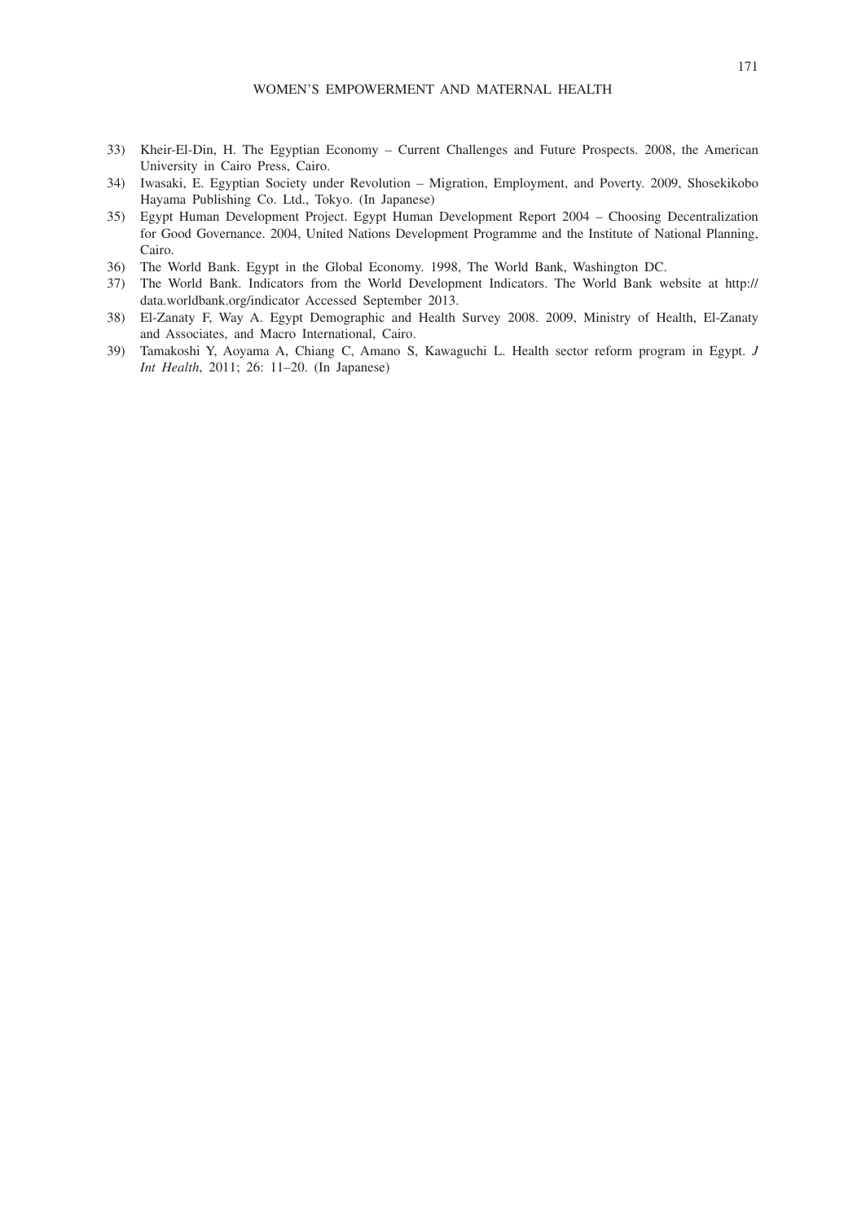33) Kheir-El-Din, H. The Egyptian Economy – Current Challenges and Future Prospects. 2008, the American University in Cairo Press, Cairo.
34) Iwasaki, E. Egyptian Society under Revolution – Migration, Employment, and Poverty. 2009, Shosekikobo Hayama Publishing Co. Ltd., Tokyo. (In Japanese)
35) Egypt Human Development Project. Egypt Human Development Report 2004 – Choosing Decentralization for Good Governance. 2004, United Nations Development Programme and the Institute of National Planning, Cairo.
36) The World Bank. Egypt in the Global Economy. 1998, The World Bank, Washington DC.
37) The World Bank. Indicators from the World Development Indicators. The World Bank website at http://data.worldbank.org/indicator Accessed September 2013.
38) El-Zanaty F, Way A. Egypt Demographic and Health Survey 2008. 2009, Ministry of Health, El-Zanaty and Associates, and Macro International, Cairo.
39) Tamakoshi Y, Aoyama A, Chiang C, Amano S, Kawaguchi L. Health sector reform program in Egypt. *J Int Health*, 2011; 26: 11–20. (In Japanese)